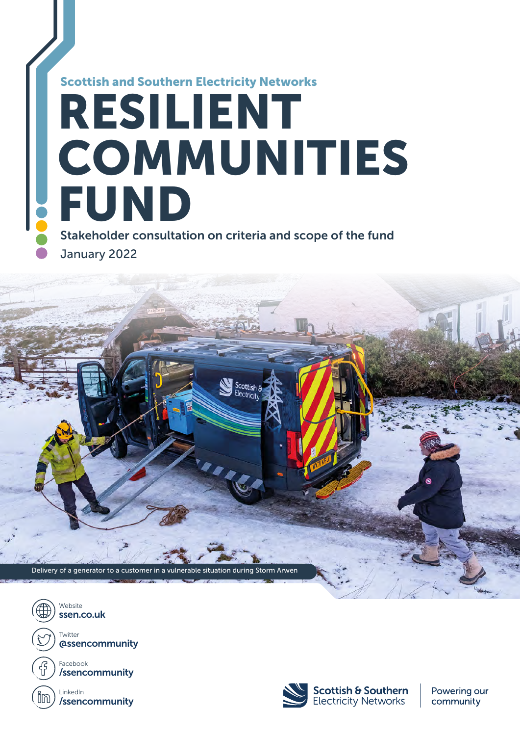Scottish and Southern Electricity Networks

# RESILIENT COMMUNITIES FUND

**Stakeholder consultation on criteria and scope of the fund**

January 2022

Delivery of a generator to a customer in a vulnerable situation during Storm Arwen

Website
**ssen.co.uk**

Twitter
**@ssencommunity**

Facebook
**/ssencommunity**

LinkedIn
**/ssencommunity**

Scottish & Southern Electricity Networks

Powering our community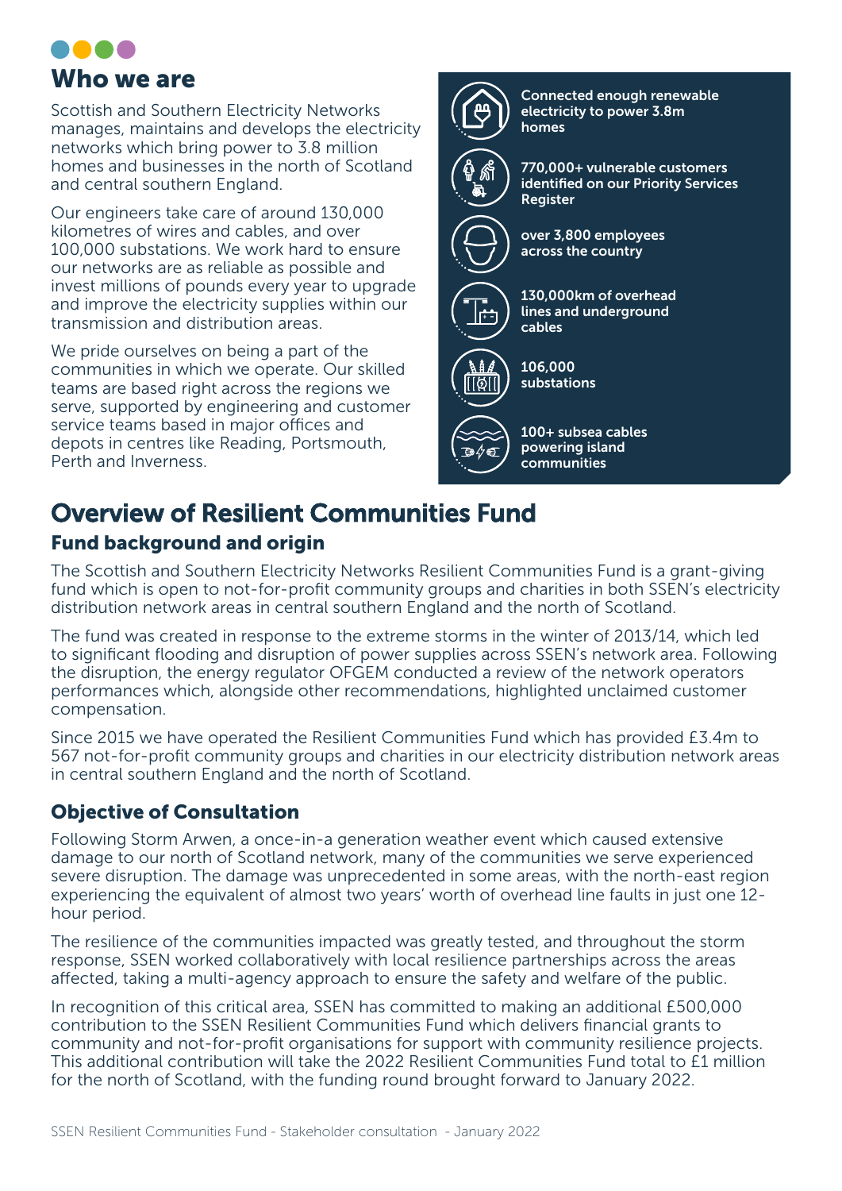## Who we are

Scottish and Southern Electricity Networks manages, maintains and develops the electricity networks which bring power to 3.8 million homes and businesses in the north of Scotland and central southern England.

Our engineers take care of around 130,000 kilometres of wires and cables, and over 100,000 substations. We work hard to ensure our networks are as reliable as possible and invest millions of pounds every year to upgrade and improve the electricity supplies within our transmission and distribution areas.

We pride ourselves on being a part of the communities in which we operate. Our skilled teams are based right across the regions we serve, supported by engineering and customer service teams based in major offices and depots in centres like Reading, Portsmouth, Perth and Inverness.

- **Connected enough renewable electricity to power 3.8m homes**
- **770,000+ vulnerable customers identified on our Priority Services Register**
- **over 3,800 employees across the country**
- **130,000km of overhead lines and underground cables**
- **106,000 substations**
- **100+ subsea cables powering island communities**

# Overview of Resilient Communities Fund

## Fund background and origin

The Scottish and Southern Electricity Networks Resilient Communities Fund is a grant-giving fund which is open to not-for-profit community groups and charities in both SSEN's electricity distribution network areas in central southern England and the north of Scotland.

The fund was created in response to the extreme storms in the winter of 2013/14, which led to significant flooding and disruption of power supplies across SSEN's network area. Following the disruption, the energy regulator OFGEM conducted a review of the network operators performances which, alongside other recommendations, highlighted unclaimed customer compensation.

Since 2015 we have operated the Resilient Communities Fund which has provided £3.4m to 567 not-for-profit community groups and charities in our electricity distribution network areas in central southern England and the north of Scotland.

## Objective of Consultation

Following Storm Arwen, a once-in-a generation weather event which caused extensive damage to our north of Scotland network, many of the communities we serve experienced severe disruption. The damage was unprecedented in some areas, with the north-east region experiencing the equivalent of almost two years' worth of overhead line faults in just one 12-hour period.

The resilience of the communities impacted was greatly tested, and throughout the storm response, SSEN worked collaboratively with local resilience partnerships across the areas affected, taking a multi-agency approach to ensure the safety and welfare of the public.

In recognition of this critical area, SSEN has committed to making an additional £500,000 contribution to the SSEN Resilient Communities Fund which delivers financial grants to community and not-for-profit organisations for support with community resilience projects. This additional contribution will take the 2022 Resilient Communities Fund total to £1 million for the north of Scotland, with the funding round brought forward to January 2022.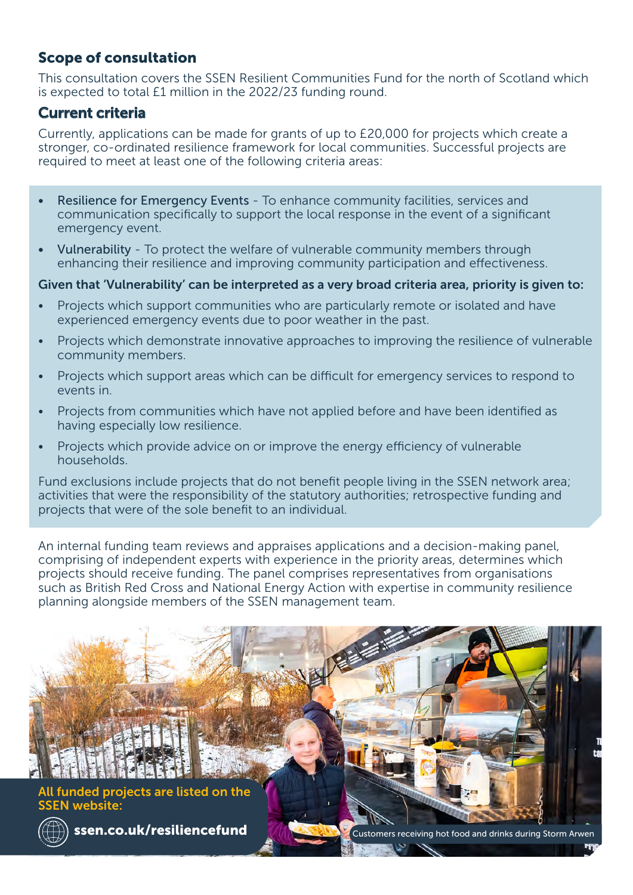## Scope of consultation

This consultation covers the SSEN Resilient Communities Fund for the north of Scotland which is expected to total £1 million in the 2022/23 funding round.

## Current criteria

Currently, applications can be made for grants of up to £20,000 for projects which create a stronger, co-ordinated resilience framework for local communities. Successful projects are required to meet at least one of the following criteria areas:

- Resilience for Emergency Events - To enhance community facilities, services and communication specifically to support the local response in the event of a significant emergency event.
- Vulnerability - To protect the welfare of vulnerable community members through enhancing their resilience and improving community participation and effectiveness.

**Given that 'Vulnerability' can be interpreted as a very broad criteria area, priority is given to:**

- Projects which support communities who are particularly remote or isolated and have experienced emergency events due to poor weather in the past.
- Projects which demonstrate innovative approaches to improving the resilience of vulnerable community members.
- Projects which support areas which can be difficult for emergency services to respond to events in.
- Projects from communities which have not applied before and have been identified as having especially low resilience.
- Projects which provide advice on or improve the energy efficiency of vulnerable households.

Fund exclusions include projects that do not benefit people living in the SSEN network area; activities that were the responsibility of the statutory authorities; retrospective funding and projects that were of the sole benefit to an individual.

An internal funding team reviews and appraises applications and a decision-making panel, comprising of independent experts with experience in the priority areas, determines which projects should receive funding. The panel comprises representatives from organisations such as British Red Cross and National Energy Action with expertise in community resilience planning alongside members of the SSEN management team.

**All funded projects are listed on the SSEN website:**

**ssen.co.uk/resiliencefund**

Customers receiving hot food and drinks during Storm Arwen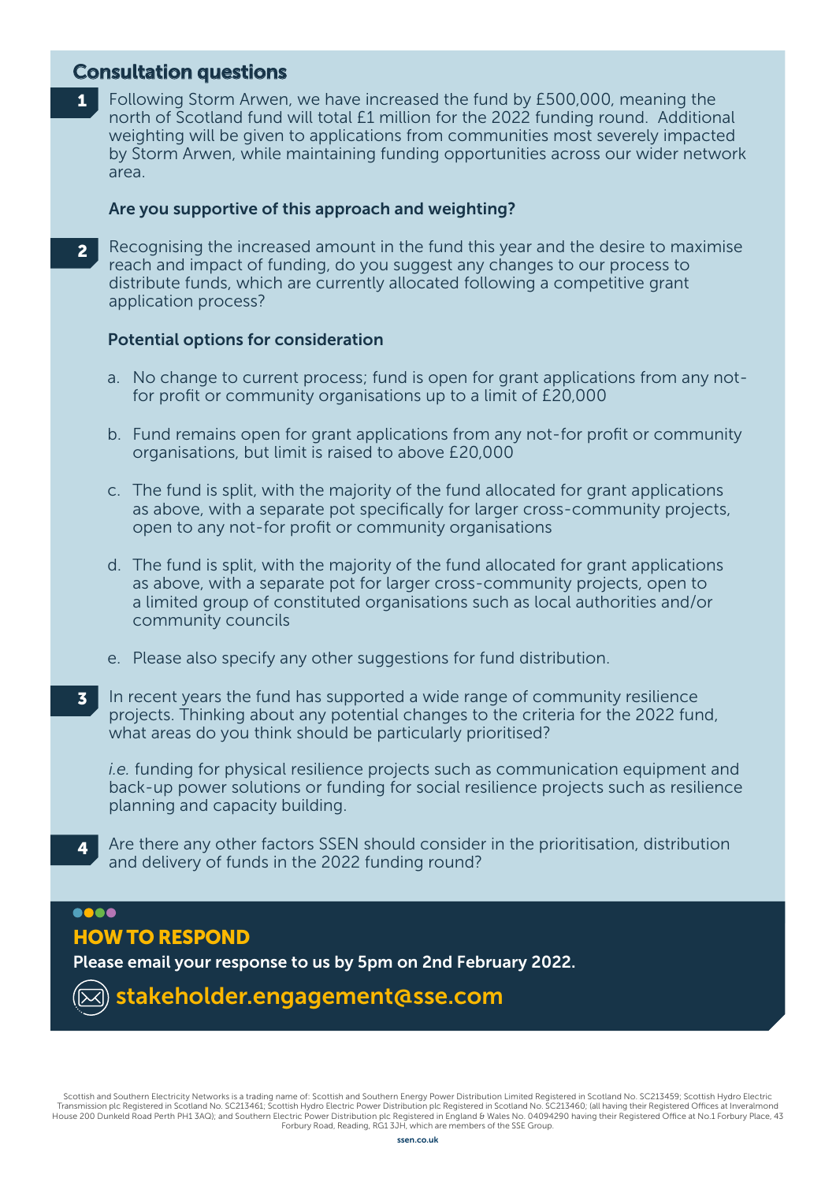## Consultation questions

**1** Following Storm Arwen, we have increased the fund by £500,000, meaning the north of Scotland fund will total £1 million for the 2022 funding round. Additional weighting will be given to applications from communities most severely impacted by Storm Arwen, while maintaining funding opportunities across our wider network area.

**Are you supportive of this approach and weighting?**

**2** Recognising the increased amount in the fund this year and the desire to maximise reach and impact of funding, do you suggest any changes to our process to distribute funds, which are currently allocated following a competitive grant application process?

**Potential options for consideration**

a. No change to current process; fund is open for grant applications from any not-for profit or community organisations up to a limit of £20,000

b. Fund remains open for grant applications from any not-for profit or community organisations, but limit is raised to above £20,000

c. The fund is split, with the majority of the fund allocated for grant applications as above, with a separate pot specifically for larger cross-community projects, open to any not-for profit or community organisations

d. The fund is split, with the majority of the fund allocated for grant applications as above, with a separate pot for larger cross-community projects, open to a limited group of constituted organisations such as local authorities and/or community councils

e. Please also specify any other suggestions for fund distribution.

**3** In recent years the fund has supported a wide range of community resilience projects. Thinking about any potential changes to the criteria for the 2022 fund, what areas do you think should be particularly prioritised?

*i.e.* funding for physical resilience projects such as communication equipment and back-up power solutions or funding for social resilience projects such as resilience planning and capacity building.

**4** Are there any other factors SSEN should consider in the prioritisation, distribution and delivery of funds in the 2022 funding round?

## HOW TO RESPOND

**Please email your response to us by 5pm on 2nd February 2022.**

**stakeholder.engagement@sse.com**

Scottish and Southern Electricity Networks is a trading name of: Scottish and Southern Energy Power Distribution Limited Registered in Scotland No. SC213459; Scottish Hydro Electric Transmission plc Registered in Scotland No. SC213461; Scottish Hydro Electric Power Distribution plc Registered in Scotland No. SC213460; (all having their Registered Offices at Inveralmond House 200 Dunkeld Road Perth PH1 3AQ); and Southern Electric Power Distribution plc Registered in England & Wales No. 04094290 having their Registered Office at No.1 Forbury Place, 43 Forbury Road, Reading, RG1 3JH, which are members of the SSE Group.

ssen.co.uk